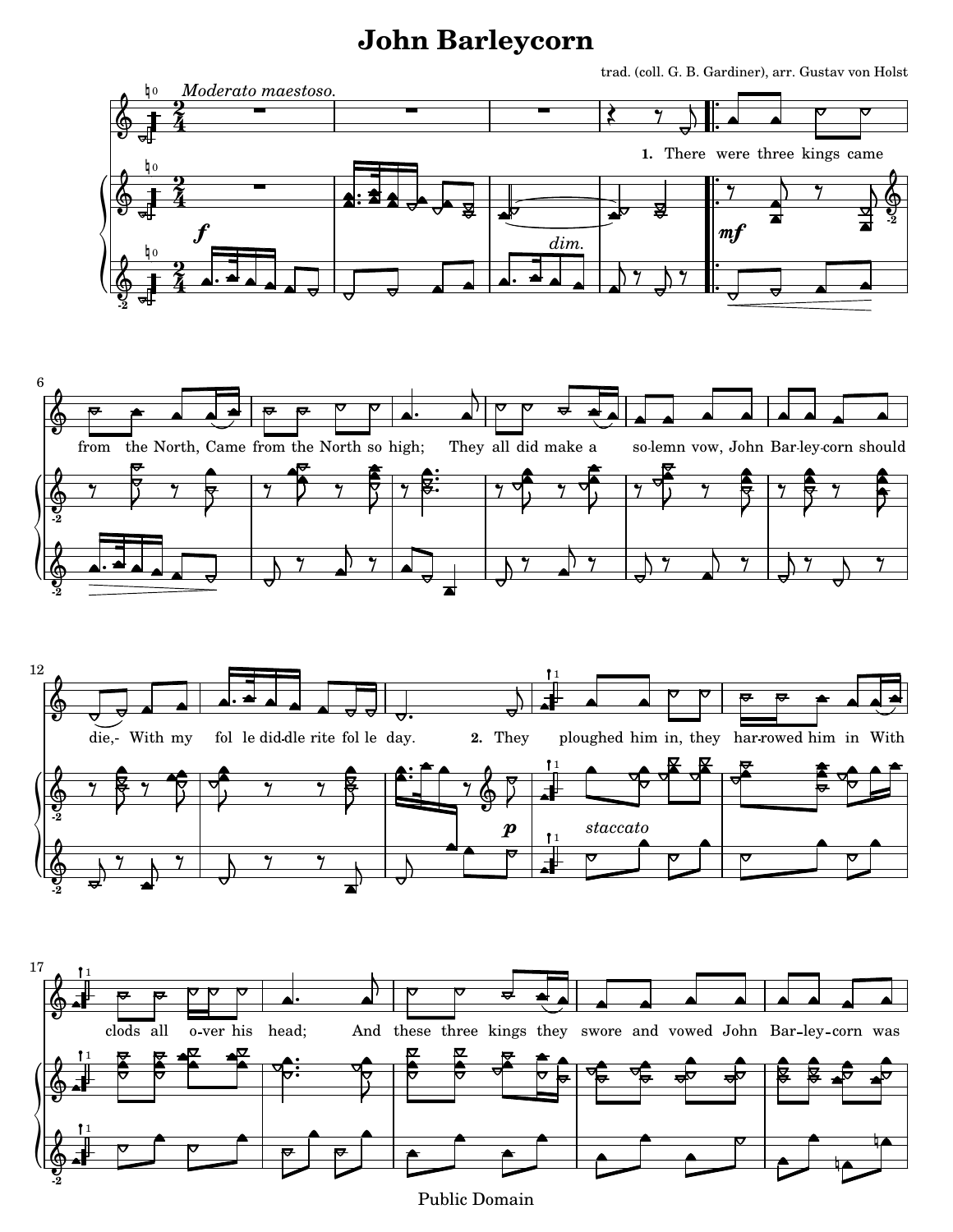# John Barleycorn

trad. (coll. G. B. Gardiner), arr. Gustav von Holst

*Moderato maestoso.*

**1.** There were three kings came from the North, Came from the North so high; They all did make a solemn vow, John Barleycorn should die,- With my fol le diddle rite fol le day.

**2.** They ploughed him in, they harrowed him in With clods all over his head; And these three kings they swore and vowed John Barleycorn was

Public Domain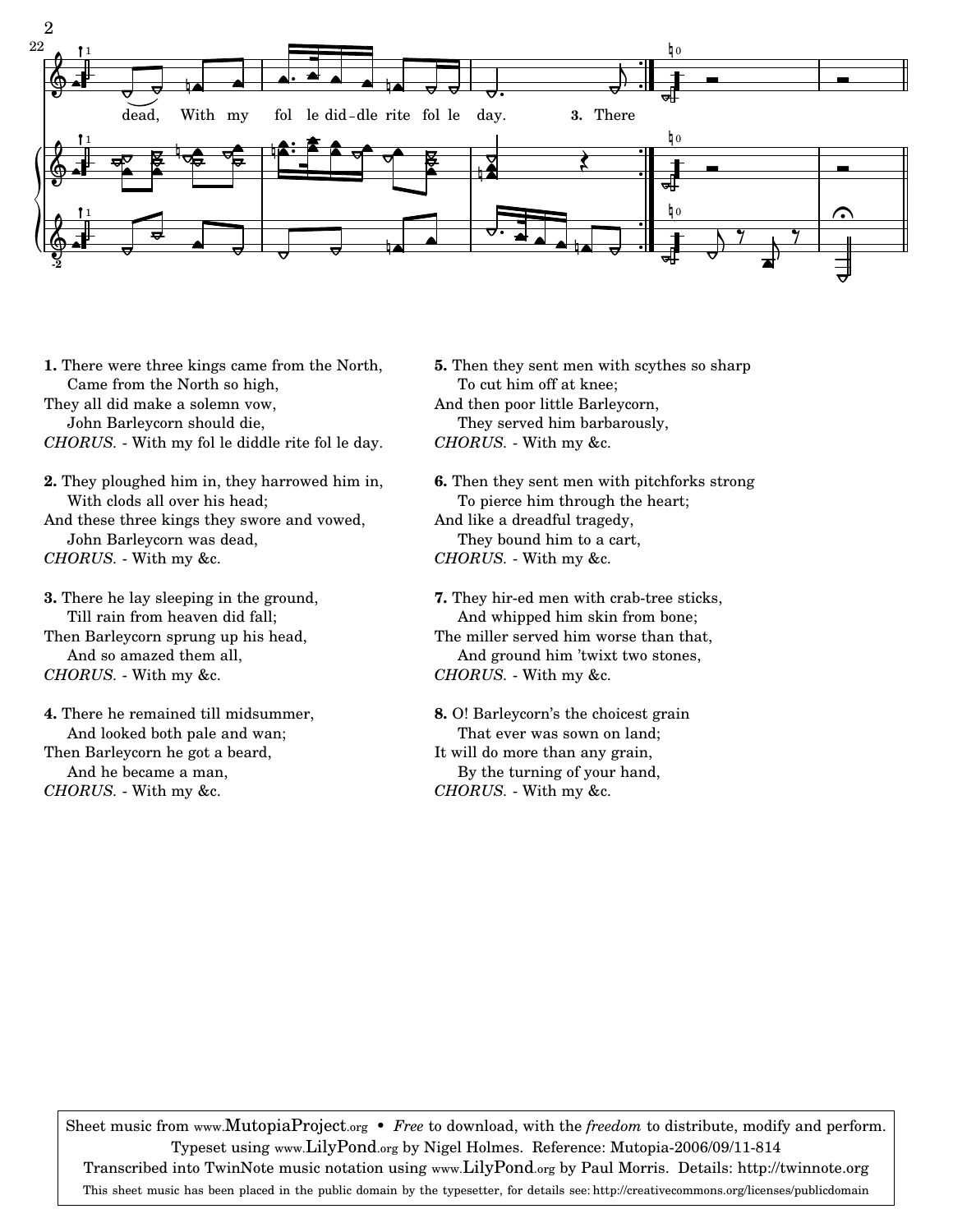**1.** There were three kings came from the North,
    Came from the North so high,
They all did make a solemn vow,
    John Barleycorn should die,
*CHORUS.* - With my fol le diddle rite fol le day.

**2.** They ploughed him in, they harrowed him in,
    With clods all over his head;
And these three kings they swore and vowed,
    John Barleycorn was dead,
*CHORUS.* - With my &c.

**3.** There he lay sleeping in the ground,
    Till rain from heaven did fall;
Then Barleycorn sprung up his head,
    And so amazed them all,
*CHORUS.* - With my &c.

**4.** There he remained till midsummer,
    And looked both pale and wan;
Then Barleycorn he got a beard,
    And he became a man,
*CHORUS.* - With my &c.

**5.** Then they sent men with scythes so sharp
    To cut him off at knee;
And then poor little Barleycorn,
    They served him barbarously,
*CHORUS.* - With my &c.

**6.** Then they sent men with pitchforks strong
    To pierce him through the heart;
And like a dreadful tragedy,
    They bound him to a cart,
*CHORUS.* - With my &c.

**7.** They hir-ed men with crab-tree sticks,
    And whipped him skin from bone;
The miller served him worse than that,
    And ground him 'twixt two stones,
*CHORUS.* - With my &c.

**8.** O! Barleycorn's the choicest grain
    That ever was sown on land;
It will do more than any grain,
    By the turning of your hand,
*CHORUS.* - With my &c.

Sheet music from www.MutopiaProject.org • *Free* to download, with the *freedom* to distribute, modify and perform.
Typeset using www.LilyPond.org by Nigel Holmes. Reference: Mutopia-2006/09/11-814
Transcribed into TwinNote music notation using www.LilyPond.org by Paul Morris. Details: http://twinnote.org
This sheet music has been placed in the public domain by the typesetter, for details see: http://creativecommons.org/licenses/publicdomain